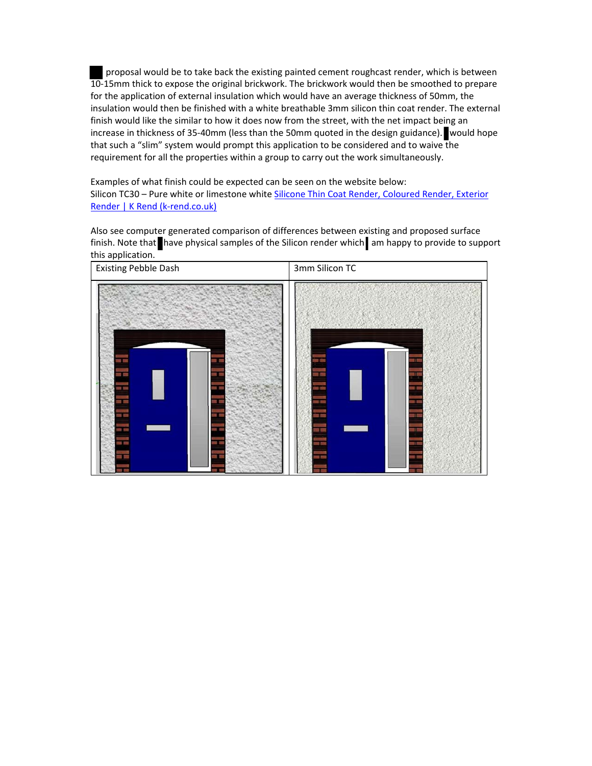█ proposal would be to take back the existing painted cement roughcast render, which is between 10-15mm thick to expose the original brickwork. The brickwork would then be smoothed to prepare for the application of external insulation which would have an average thickness of 50mm, the insulation would then be finished with a white breathable 3mm silicon thin coat render. The external finish would like the similar to how it does now from the street, with the net impact being an increase in thickness of 35-40mm (less than the 50mm quoted in the design guidance). █ would hope that such a "slim" system would prompt this application to be considered and to waive the requirement for all the properties within a group to carry out the work simultaneously.

Examples of what finish could be expected can be seen on the website below:
Silicon TC30 – Pure white or limestone white [Silicone Thin Coat Render, Coloured Render, Exterior Render | K Rend (k-rend.co.uk)]

Also see computer generated comparison of differences between existing and proposed surface finish. Note that █ have physical samples of the Silicon render which █ am happy to provide to support this application.

| Existing Pebble Dash | 3mm Silicon TC |
| --- | --- |
| | |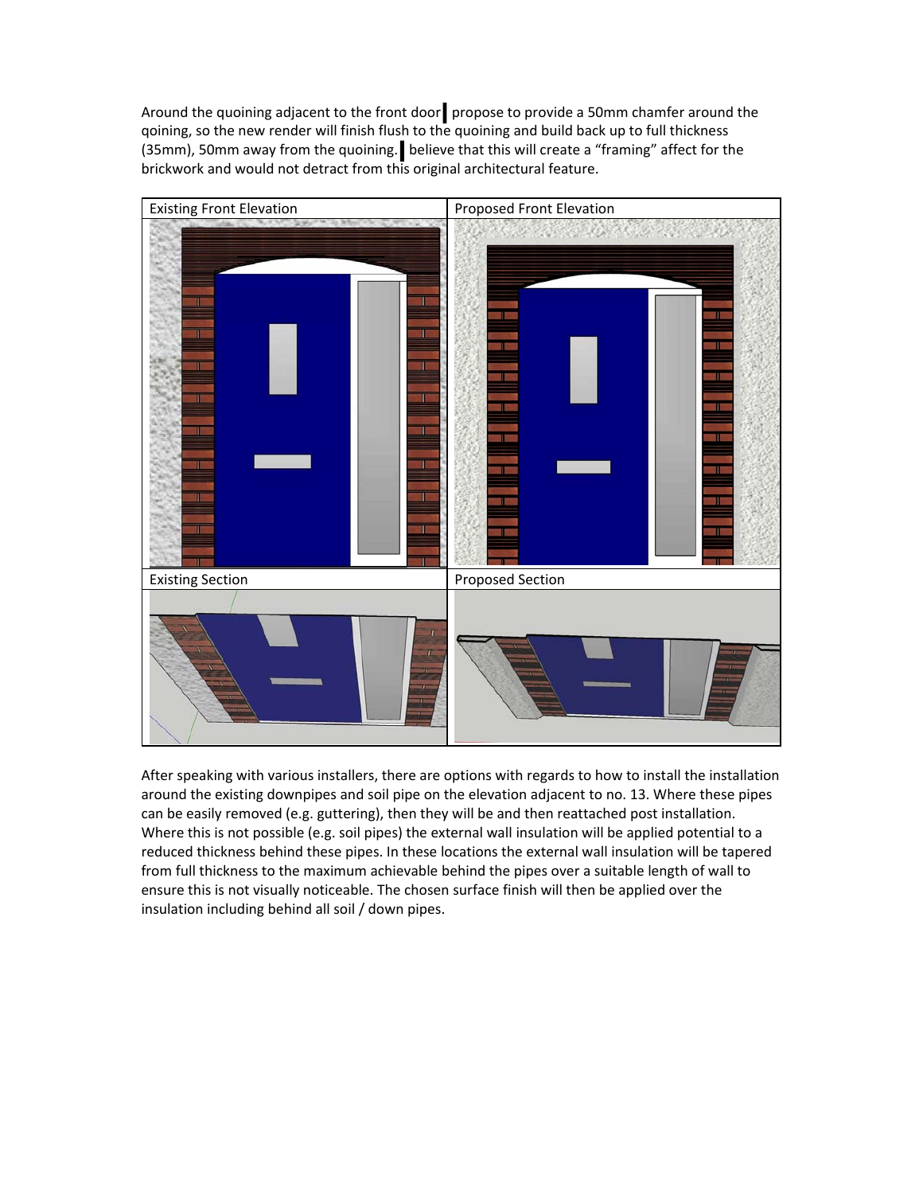Around the quoining adjacent to the front door I propose to provide a 50mm chamfer around the qoining, so the new render will finish flush to the quoining and build back up to full thickness (35mm), 50mm away from the quoining. I believe that this will create a "framing" affect for the brickwork and would not detract from this original architectural feature.

| Existing Front Elevation | Proposed Front Elevation |
| --- | --- |
| | |
| **Existing Section** | **Proposed Section** |
| | |

After speaking with various installers, there are options with regards to how to install the installation around the existing downpipes and soil pipe on the elevation adjacent to no. 13. Where these pipes can be easily removed (e.g. guttering), then they will be and then reattached post installation. Where this is not possible (e.g. soil pipes) the external wall insulation will be applied potential to a reduced thickness behind these pipes. In these locations the external wall insulation will be tapered from full thickness to the maximum achievable behind the pipes over a suitable length of wall to ensure this is not visually noticeable. The chosen surface finish will then be applied over the insulation including behind all soil / down pipes.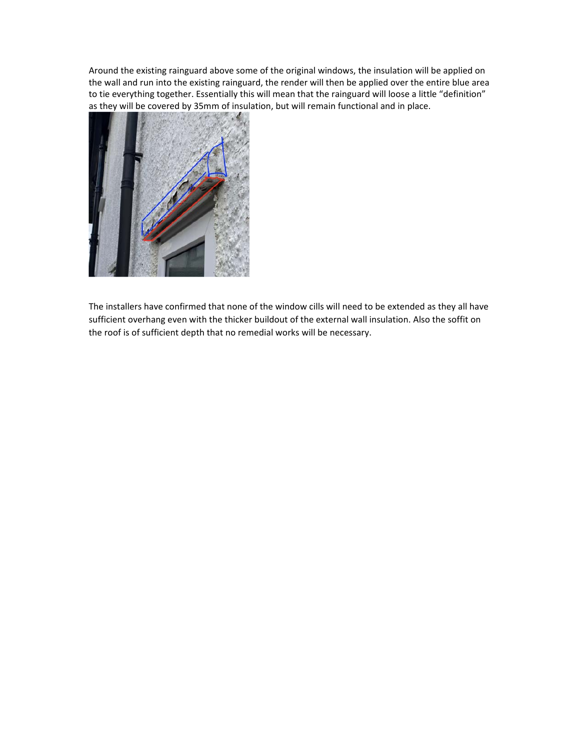Around the existing rainguard above some of the original windows, the insulation will be applied on the wall and run into the existing rainguard, the render will then be applied over the entire blue area to tie everything together. Essentially this will mean that the rainguard will loose a little "definition" as they will be covered by 35mm of insulation, but will remain functional and in place.

The installers have confirmed that none of the window cills will need to be extended as they all have sufficient overhang even with the thicker buildout of the external wall insulation. Also the soffit on the roof is of sufficient depth that no remedial works will be necessary.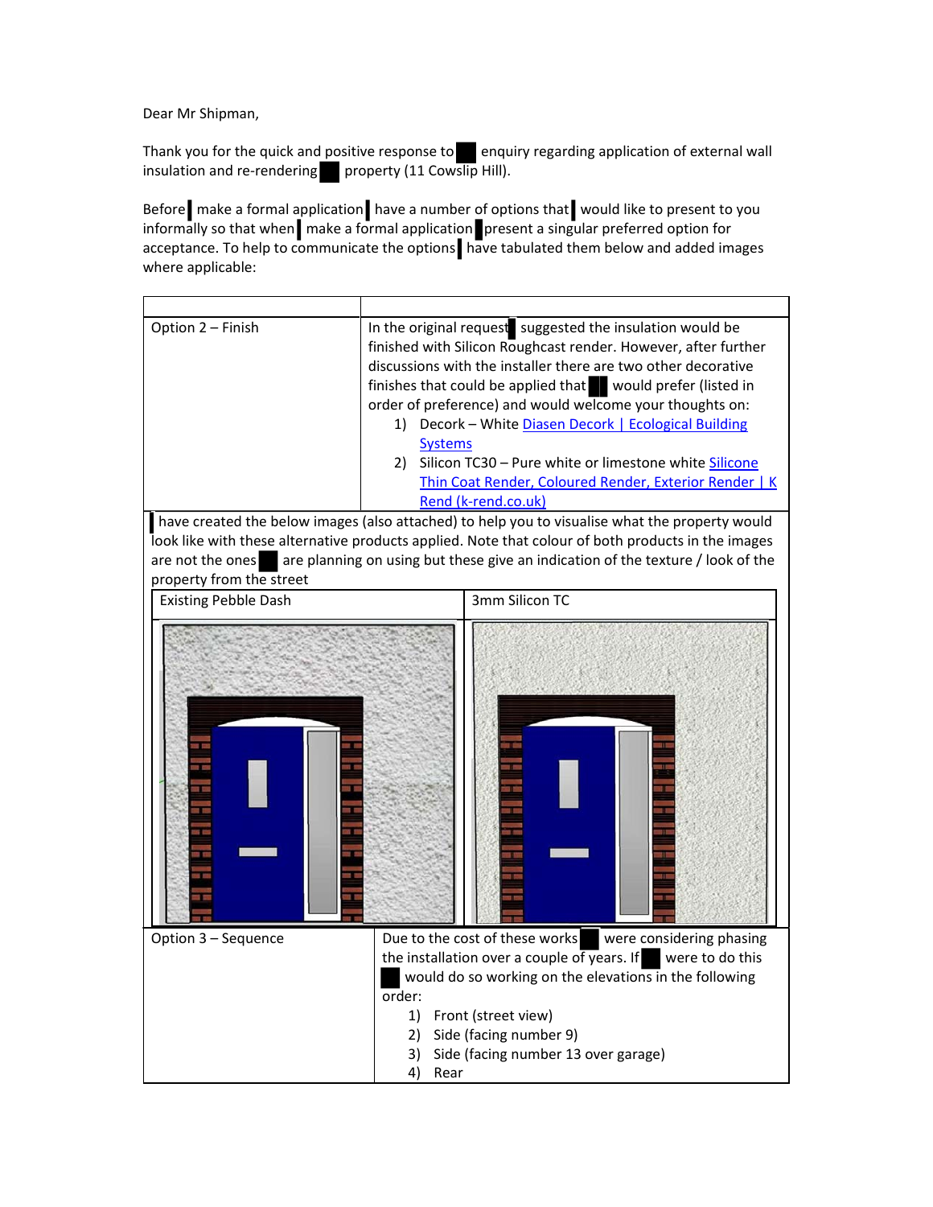Dear Mr Shipman,

Thank you for the quick and positive response to ██ enquiry regarding application of external wall insulation and re-rendering ██ property (11 Cowslip Hill).

Before █ make a formal application █ have a number of options that █ would like to present to you informally so that when █ make a formal application █ present a singular preferred option for acceptance. To help to communicate the options █ have tabulated them below and added images where applicable:

| | |
|---|---|
| Option 2 – Finish | In the original request █ suggested the insulation would be finished with Silicon Roughcast render. However, after further discussions with the installer there are two other decorative finishes that could be applied that ██ would prefer (listed in order of preference) and would welcome your thoughts on:<br>1) Decork – White [Diasen Decork \| Ecological Building Systems]<br>2) Silicon TC30 – Pure white or limestone white [Silicone Thin Coat Render, Coloured Render, Exterior Render \| K Rend (k-rend.co.uk)] |

█ have created the below images (also attached) to help you to visualise what the property would look like with these alternative products applied. Note that colour of both products in the images are not the ones ██ are planning on using but these give an indication of the texture / look of the property from the street

| Existing Pebble Dash | 3mm Silicon TC |
|---|---|
| | |

| | |
|---|---|
| Option 3 – Sequence | Due to the cost of these works ██ were considering phasing the installation over a couple of years. If ██ were to do this ██ would do so working on the elevations in the following order:<br>1) Front (street view)<br>2) Side (facing number 9)<br>3) Side (facing number 13 over garage)<br>4) Rear |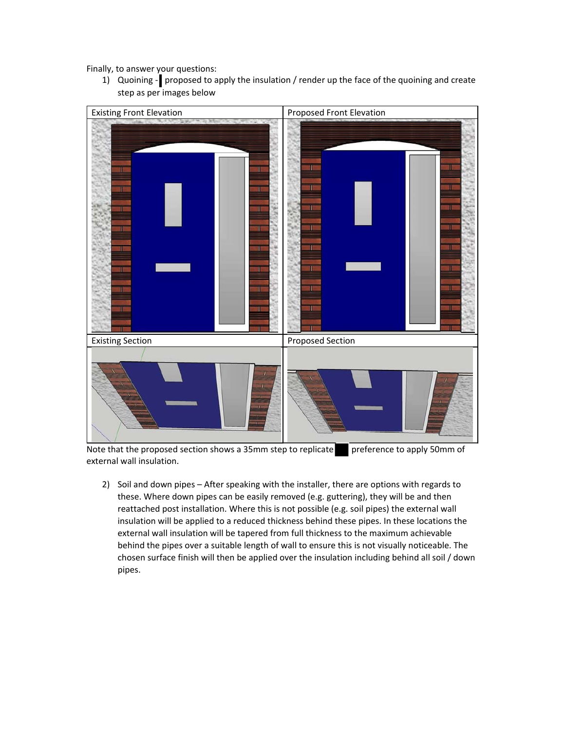Finally, to answer your questions:

1) Quoining - proposed to apply the insulation / render up the face of the quoining and create step as per images below

| Existing Front Elevation | Proposed Front Elevation |
| --- | --- |
| Existing Section | Proposed Section |

Note that the proposed section shows a 35mm step to replicate preference to apply 50mm of external wall insulation.

2) Soil and down pipes – After speaking with the installer, there are options with regards to these. Where down pipes can be easily removed (e.g. guttering), they will be and then reattached post installation. Where this is not possible (e.g. soil pipes) the external wall insulation will be applied to a reduced thickness behind these pipes. In these locations the external wall insulation will be tapered from full thickness to the maximum achievable behind the pipes over a suitable length of wall to ensure this is not visually noticeable. The chosen surface finish will then be applied over the insulation including behind all soil / down pipes.